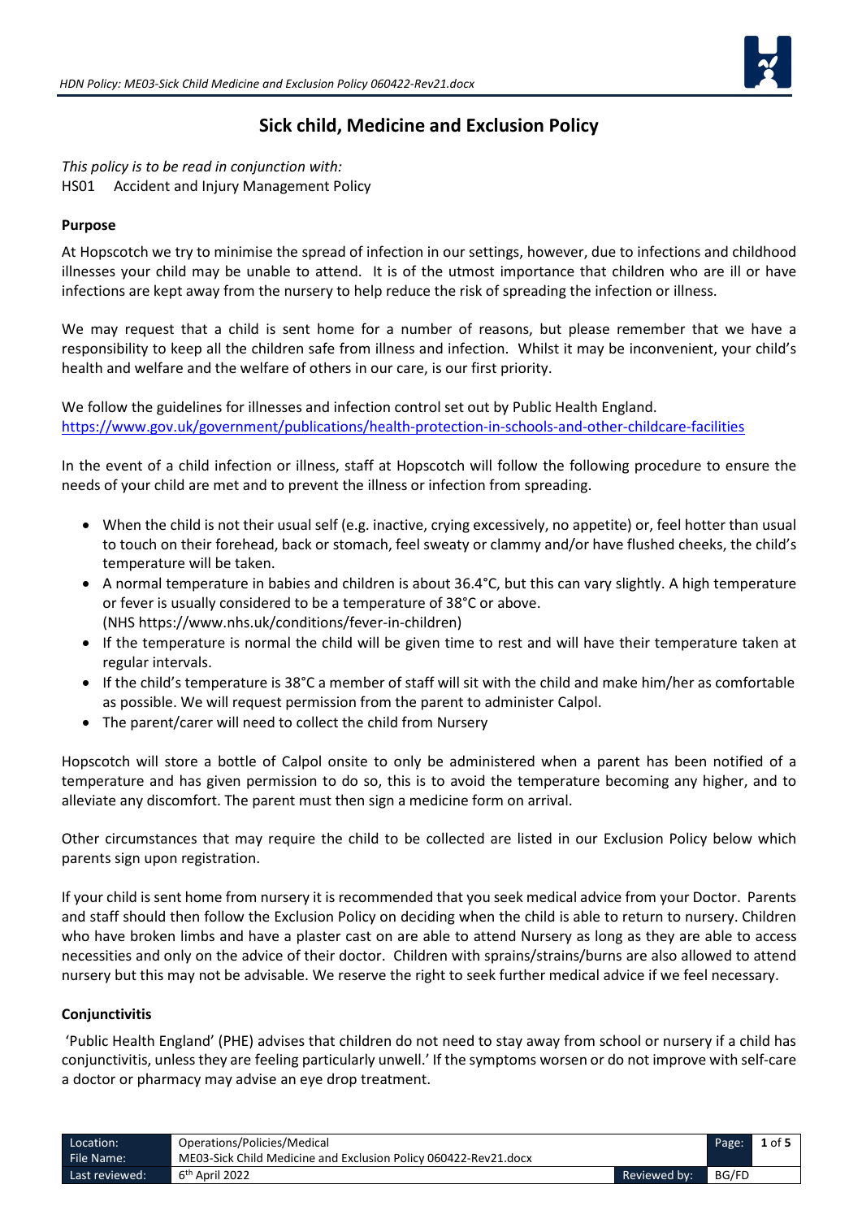# Sick child, Medicine and Exclusion Policy

*This policy is to be read in conjunction with:*
HS01 Accident and Injury Management Policy

**Purpose**

At Hopscotch we try to minimise the spread of infection in our settings, however, due to infections and childhood illnesses your child may be unable to attend. It is of the utmost importance that children who are ill or have infections are kept away from the nursery to help reduce the risk of spreading the infection or illness.

We may request that a child is sent home for a number of reasons, but please remember that we have a responsibility to keep all the children safe from illness and infection. Whilst it may be inconvenient, your child's health and welfare and the welfare of others in our care, is our first priority.

We follow the guidelines for illnesses and infection control set out by Public Health England.
https://www.gov.uk/government/publications/health-protection-in-schools-and-other-childcare-facilities

In the event of a child infection or illness, staff at Hopscotch will follow the following procedure to ensure the needs of your child are met and to prevent the illness or infection from spreading.

- When the child is not their usual self (e.g. inactive, crying excessively, no appetite) or, feel hotter than usual to touch on their forehead, back or stomach, feel sweaty or clammy and/or have flushed cheeks, the child's temperature will be taken.
- A normal temperature in babies and children is about 36.4°C, but this can vary slightly. A high temperature or fever is usually considered to be a temperature of 38°C or above.
  (NHS https://www.nhs.uk/conditions/fever-in-children)
- If the temperature is normal the child will be given time to rest and will have their temperature taken at regular intervals.
- If the child's temperature is 38°C a member of staff will sit with the child and make him/her as comfortable as possible. We will request permission from the parent to administer Calpol.
- The parent/carer will need to collect the child from Nursery

Hopscotch will store a bottle of Calpol onsite to only be administered when a parent has been notified of a temperature and has given permission to do so, this is to avoid the temperature becoming any higher, and to alleviate any discomfort. The parent must then sign a medicine form on arrival.

Other circumstances that may require the child to be collected are listed in our Exclusion Policy below which parents sign upon registration.

If your child is sent home from nursery it is recommended that you seek medical advice from your Doctor. Parents and staff should then follow the Exclusion Policy on deciding when the child is able to return to nursery. Children who have broken limbs and have a plaster cast on are able to attend Nursery as long as they are able to access necessities and only on the advice of their doctor. Children with sprains/strains/burns are also allowed to attend nursery but this may not be advisable. We reserve the right to seek further medical advice if we feel necessary.

**Conjunctivitis**

'Public Health England' (PHE) advises that children do not need to stay away from school or nursery if a child has conjunctivitis, unless they are feeling particularly unwell.' If the symptoms worsen or do not improve with self-care a doctor or pharmacy may advise an eye drop treatment.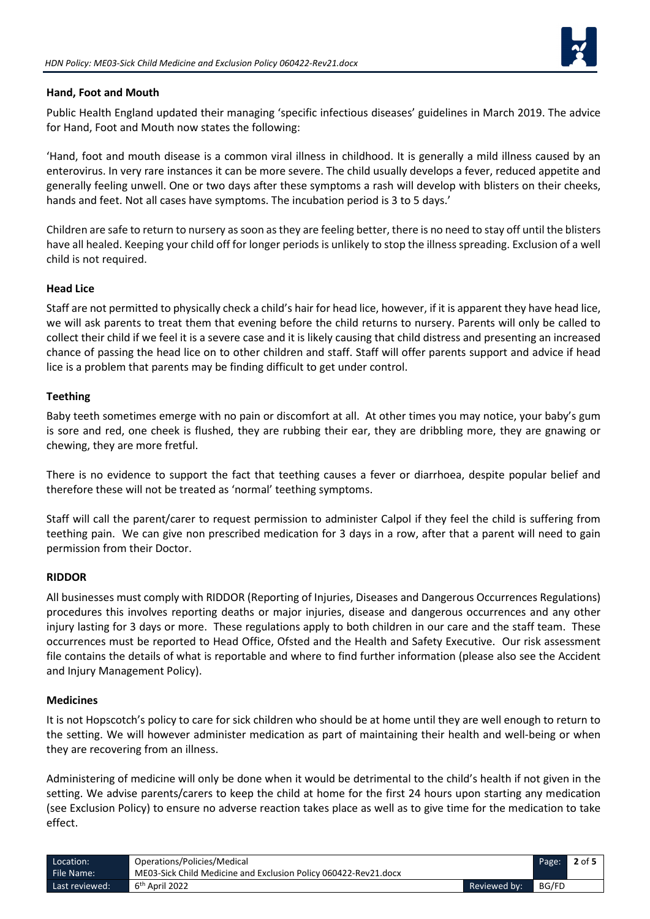### Hand, Foot and Mouth

Public Health England updated their managing 'specific infectious diseases' guidelines in March 2019. The advice for Hand, Foot and Mouth now states the following:

'Hand, foot and mouth disease is a common viral illness in childhood. It is generally a mild illness caused by an enterovirus. In very rare instances it can be more severe. The child usually develops a fever, reduced appetite and generally feeling unwell. One or two days after these symptoms a rash will develop with blisters on their cheeks, hands and feet. Not all cases have symptoms. The incubation period is 3 to 5 days.'

Children are safe to return to nursery as soon as they are feeling better, there is no need to stay off until the blisters have all healed. Keeping your child off for longer periods is unlikely to stop the illness spreading. Exclusion of a well child is not required.

### Head Lice

Staff are not permitted to physically check a child's hair for head lice, however, if it is apparent they have head lice, we will ask parents to treat them that evening before the child returns to nursery. Parents will only be called to collect their child if we feel it is a severe case and it is likely causing that child distress and presenting an increased chance of passing the head lice on to other children and staff. Staff will offer parents support and advice if head lice is a problem that parents may be finding difficult to get under control.

### Teething

Baby teeth sometimes emerge with no pain or discomfort at all. At other times you may notice, your baby's gum is sore and red, one cheek is flushed, they are rubbing their ear, they are dribbling more, they are gnawing or chewing, they are more fretful.

There is no evidence to support the fact that teething causes a fever or diarrhoea, despite popular belief and therefore these will not be treated as 'normal' teething symptoms.

Staff will call the parent/carer to request permission to administer Calpol if they feel the child is suffering from teething pain. We can give non prescribed medication for 3 days in a row, after that a parent will need to gain permission from their Doctor.

### RIDDOR

All businesses must comply with RIDDOR (Reporting of Injuries, Diseases and Dangerous Occurrences Regulations) procedures this involves reporting deaths or major injuries, disease and dangerous occurrences and any other injury lasting for 3 days or more. These regulations apply to both children in our care and the staff team. These occurrences must be reported to Head Office, Ofsted and the Health and Safety Executive. Our risk assessment file contains the details of what is reportable and where to find further information (please also see the Accident and Injury Management Policy).

### Medicines

It is not Hopscotch's policy to care for sick children who should be at home until they are well enough to return to the setting. We will however administer medication as part of maintaining their health and well-being or when they are recovering from an illness.

Administering of medicine will only be done when it would be detrimental to the child's health if not given in the setting. We advise parents/carers to keep the child at home for the first 24 hours upon starting any medication (see Exclusion Policy) to ensure no adverse reaction takes place as well as to give time for the medication to take effect.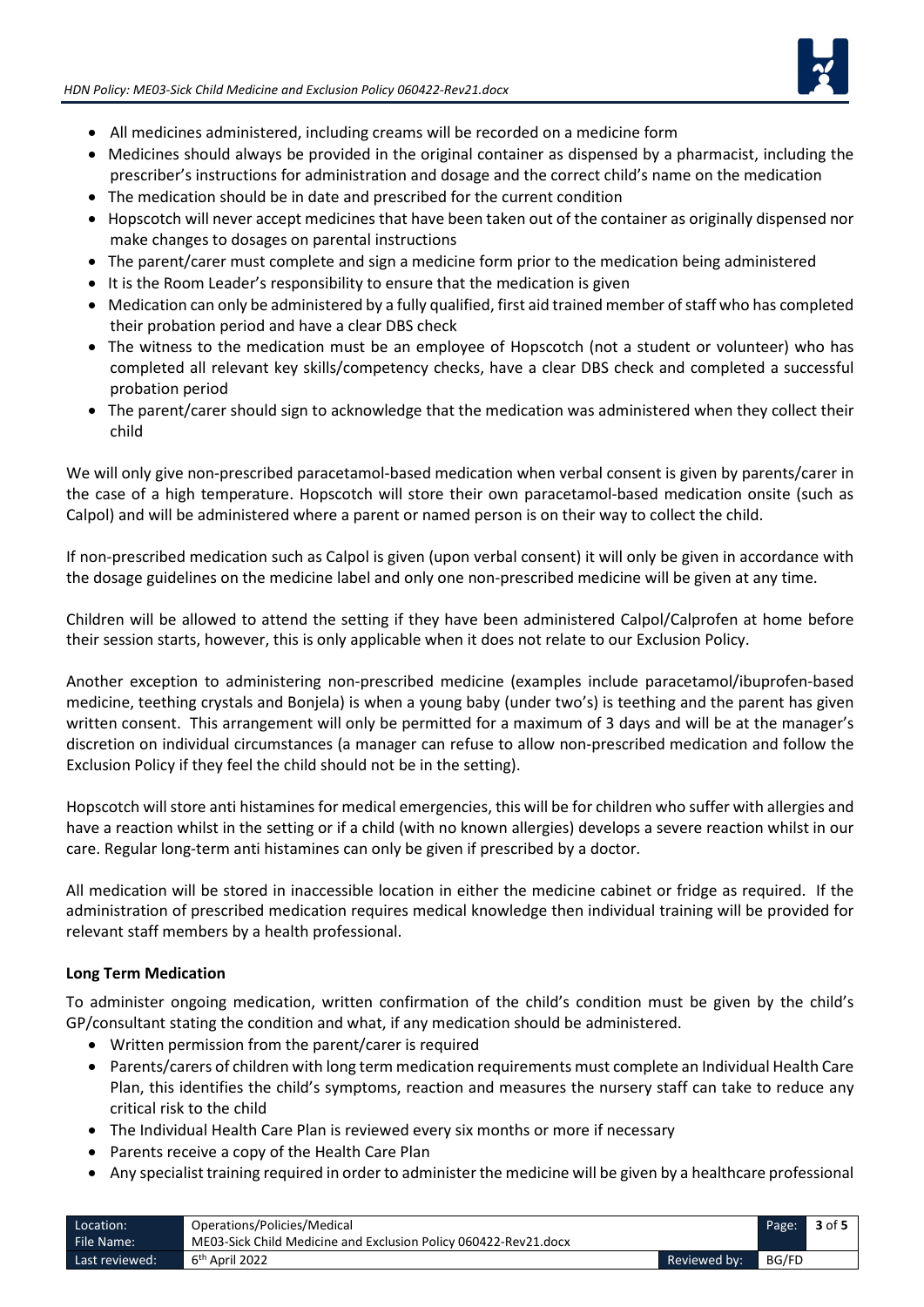- All medicines administered, including creams will be recorded on a medicine form
- Medicines should always be provided in the original container as dispensed by a pharmacist, including the prescriber's instructions for administration and dosage and the correct child's name on the medication
- The medication should be in date and prescribed for the current condition
- Hopscotch will never accept medicines that have been taken out of the container as originally dispensed nor make changes to dosages on parental instructions
- The parent/carer must complete and sign a medicine form prior to the medication being administered
- It is the Room Leader's responsibility to ensure that the medication is given
- Medication can only be administered by a fully qualified, first aid trained member of staff who has completed their probation period and have a clear DBS check
- The witness to the medication must be an employee of Hopscotch (not a student or volunteer) who has completed all relevant key skills/competency checks, have a clear DBS check and completed a successful probation period
- The parent/carer should sign to acknowledge that the medication was administered when they collect their child

We will only give non-prescribed paracetamol-based medication when verbal consent is given by parents/carer in the case of a high temperature. Hopscotch will store their own paracetamol-based medication onsite (such as Calpol) and will be administered where a parent or named person is on their way to collect the child.

If non-prescribed medication such as Calpol is given (upon verbal consent) it will only be given in accordance with the dosage guidelines on the medicine label and only one non-prescribed medicine will be given at any time.

Children will be allowed to attend the setting if they have been administered Calpol/Calprofen at home before their session starts, however, this is only applicable when it does not relate to our Exclusion Policy.

Another exception to administering non-prescribed medicine (examples include paracetamol/ibuprofen-based medicine, teething crystals and Bonjela) is when a young baby (under two's) is teething and the parent has given written consent. This arrangement will only be permitted for a maximum of 3 days and will be at the manager's discretion on individual circumstances (a manager can refuse to allow non-prescribed medication and follow the Exclusion Policy if they feel the child should not be in the setting).

Hopscotch will store anti histamines for medical emergencies, this will be for children who suffer with allergies and have a reaction whilst in the setting or if a child (with no known allergies) develops a severe reaction whilst in our care. Regular long-term anti histamines can only be given if prescribed by a doctor.

All medication will be stored in inaccessible location in either the medicine cabinet or fridge as required. If the administration of prescribed medication requires medical knowledge then individual training will be provided for relevant staff members by a health professional.

**Long Term Medication**

To administer ongoing medication, written confirmation of the child's condition must be given by the child's GP/consultant stating the condition and what, if any medication should be administered.

- Written permission from the parent/carer is required
- Parents/carers of children with long term medication requirements must complete an Individual Health Care Plan, this identifies the child's symptoms, reaction and measures the nursery staff can take to reduce any critical risk to the child
- The Individual Health Care Plan is reviewed every six months or more if necessary
- Parents receive a copy of the Health Care Plan
- Any specialist training required in order to administer the medicine will be given by a healthcare professional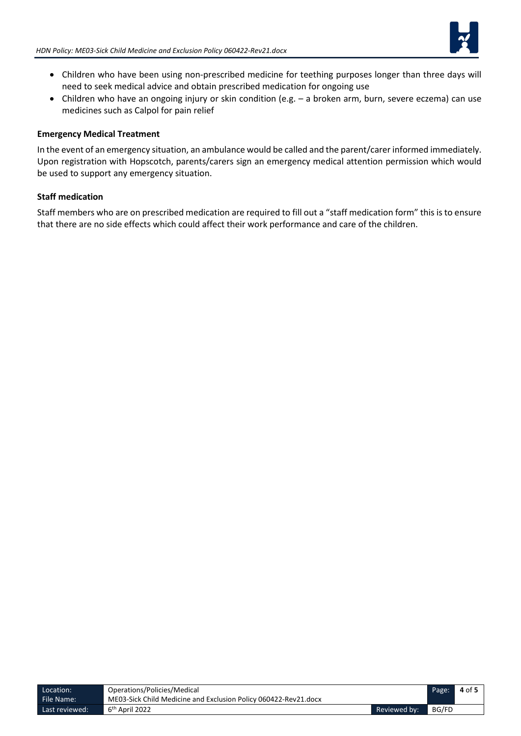- Children who have been using non-prescribed medicine for teething purposes longer than three days will need to seek medical advice and obtain prescribed medication for ongoing use
- Children who have an ongoing injury or skin condition (e.g. – a broken arm, burn, severe eczema) can use medicines such as Calpol for pain relief

**Emergency Medical Treatment**

In the event of an emergency situation, an ambulance would be called and the parent/carer informed immediately. Upon registration with Hopscotch, parents/carers sign an emergency medical attention permission which would be used to support any emergency situation.

**Staff medication**

Staff members who are on prescribed medication are required to fill out a "staff medication form" this is to ensure that there are no side effects which could affect their work performance and care of the children.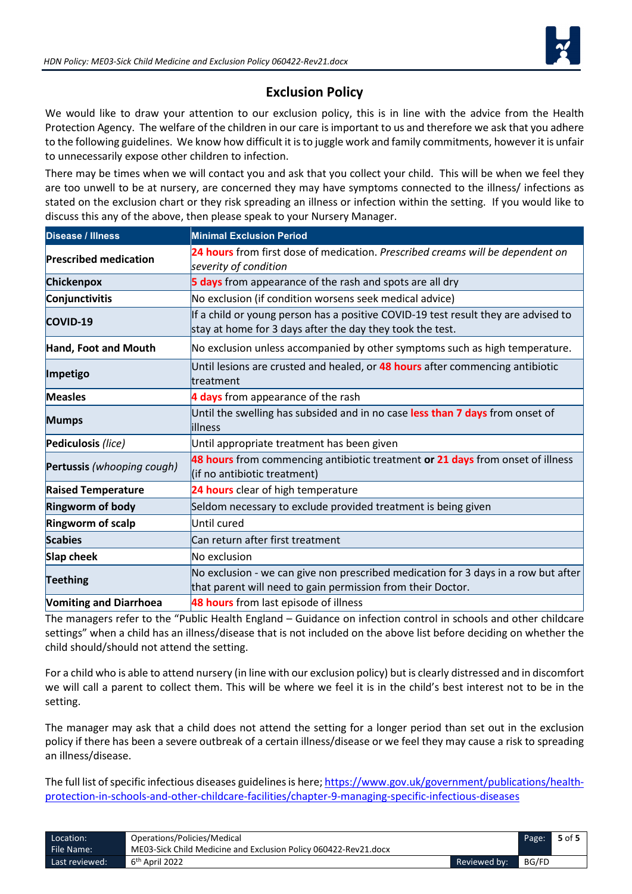## Exclusion Policy

We would like to draw your attention to our exclusion policy, this is in line with the advice from the Health Protection Agency. The welfare of the children in our care is important to us and therefore we ask that you adhere to the following guidelines. We know how difficult it is to juggle work and family commitments, however it is unfair to unnecessarily expose other children to infection.

There may be times when we will contact you and ask that you collect your child. This will be when we feel they are too unwell to be at nursery, are concerned they may have symptoms connected to the illness/ infections as stated on the exclusion chart or they risk spreading an illness or infection within the setting. If you would like to discuss this any of the above, then please speak to your Nursery Manager.

| Disease / Illness | Minimal Exclusion Period |
|---|---|
| **Prescribed medication** | **24 hours** from first dose of medication. *Prescribed creams will be dependent on severity of condition* |
| **Chickenpox** | **5 days** from appearance of the rash and spots are all dry |
| **Conjunctivitis** | No exclusion (if condition worsens seek medical advice) |
| **COVID-19** | If a child or young person has a positive COVID-19 test result they are advised to stay at home for 3 days after the day they took the test. |
| **Hand, Foot and Mouth** | No exclusion unless accompanied by other symptoms such as high temperature. |
| **Impetigo** | Until lesions are crusted and healed, or **48 hours** after commencing antibiotic treatment |
| **Measles** | **4 days** from appearance of the rash |
| **Mumps** | Until the swelling has subsided and in no case **less than 7 days** from onset of illness |
| **Pediculosis** *(lice)* | Until appropriate treatment has been given |
| **Pertussis** *(whooping cough)* | **48 hours** from commencing antibiotic treatment **or** **21 days** from onset of illness (if no antibiotic treatment) |
| **Raised Temperature** | **24 hours** clear of high temperature |
| **Ringworm of body** | Seldom necessary to exclude provided treatment is being given |
| **Ringworm of scalp** | Until cured |
| **Scabies** | Can return after first treatment |
| **Slap cheek** | No exclusion |
| **Teething** | No exclusion - we can give non prescribed medication for 3 days in a row but after that parent will need to gain permission from their Doctor. |
| **Vomiting and Diarrhoea** | **48 hours** from last episode of illness |

The managers refer to the "Public Health England – Guidance on infection control in schools and other childcare settings" when a child has an illness/disease that is not included on the above list before deciding on whether the child should/should not attend the setting.

For a child who is able to attend nursery (in line with our exclusion policy) but is clearly distressed and in discomfort we will call a parent to collect them. This will be where we feel it is in the child's best interest not to be in the setting.

The manager may ask that a child does not attend the setting for a longer period than set out in the exclusion policy if there has been a severe outbreak of a certain illness/disease or we feel they may cause a risk to spreading an illness/disease.

The full list of specific infectious diseases guidelines is here; https://www.gov.uk/government/publications/health-protection-in-schools-and-other-childcare-facilities/chapter-9-managing-specific-infectious-diseases